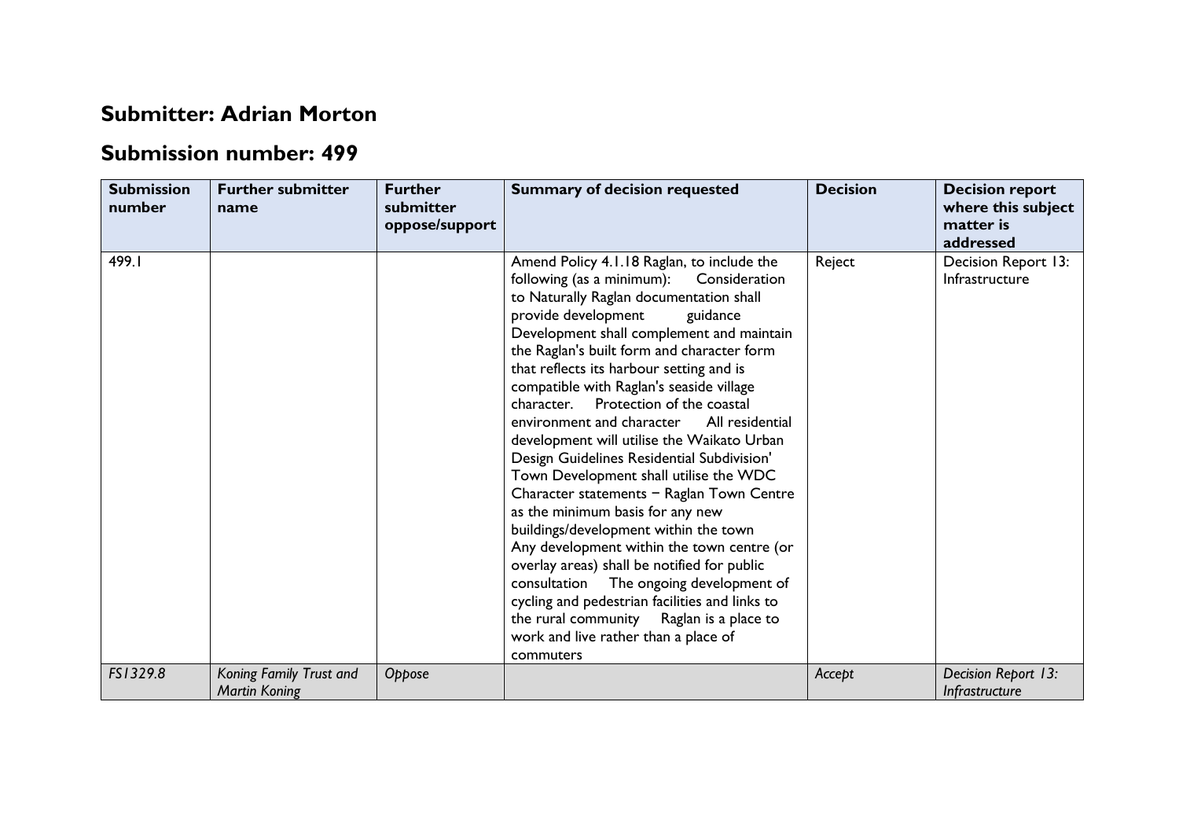## Submitter: Adrian Morton

## Submission number: 499

| Submission number | Further submitter name | Further submitter oppose/support | Summary of decision requested | Decision | Decision report where this subject matter is addressed |
|---|---|---|---|---|---|
| 499.1 | | | Amend Policy 4.1.18 Raglan, to include the following (as a minimum): Consideration to Naturally Raglan documentation shall provide development guidance Development shall complement and maintain the Raglan's built form and character form that reflects its harbour setting and is compatible with Raglan's seaside village character. Protection of the coastal environment and character All residential development will utilise the Waikato Urban Design Guidelines Residential Subdivision' Town Development shall utilise the WDC Character statements – Raglan Town Centre as the minimum basis for any new buildings/development within the town Any development within the town centre (or overlay areas) shall be notified for public consultation The ongoing development of cycling and pedestrian facilities and links to the rural community Raglan is a place to work and live rather than a place of commuters | Reject | Decision Report 13: Infrastructure |
| *FS1329.8* | *Koning Family Trust and Martin Koning* | *Oppose* | | *Accept* | *Decision Report 13: Infrastructure* |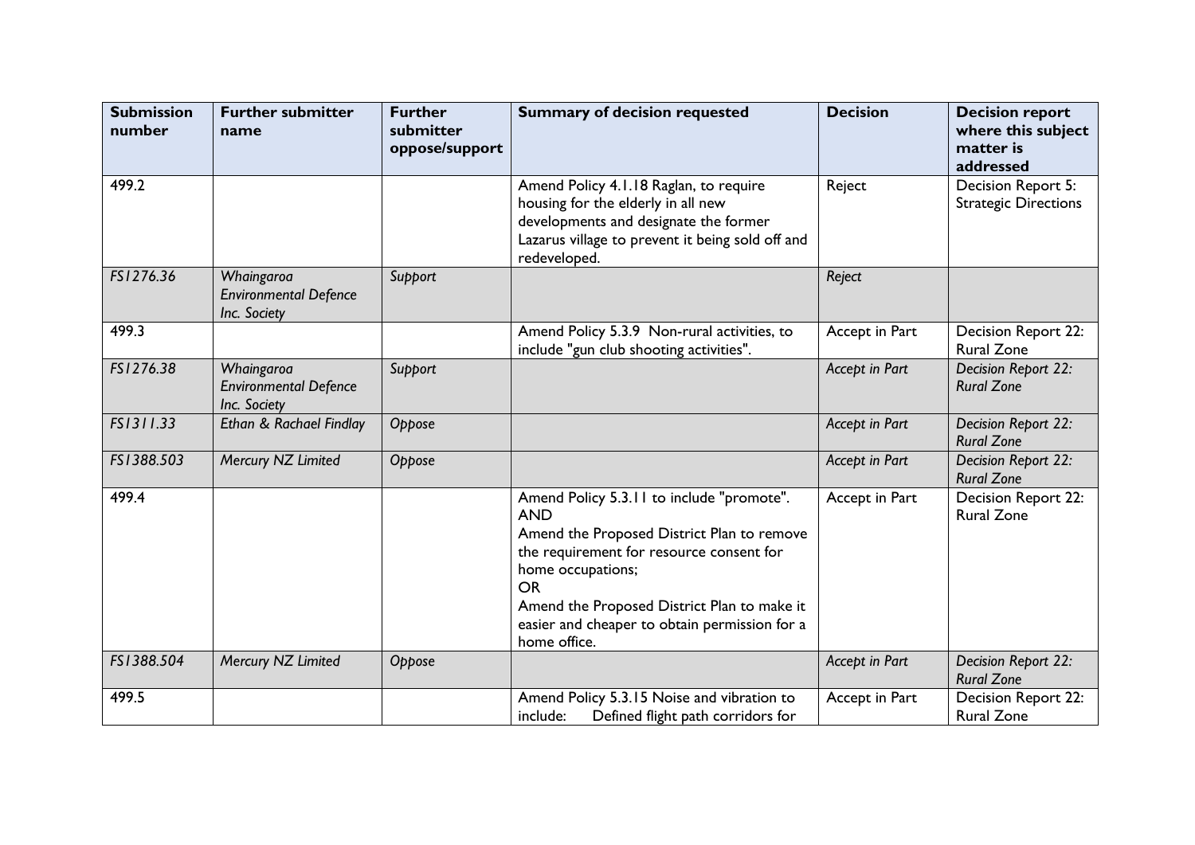| Submission number | Further submitter name | Further submitter oppose/support | Summary of decision requested | Decision | Decision report where this subject matter is addressed |
|---|---|---|---|---|---|
| 499.2 | | | Amend Policy 4.1.18 Raglan, to require housing for the elderly in all new developments and designate the former Lazarus village to prevent it being sold off and redeveloped. | Reject | Decision Report 5: Strategic Directions |
| *FS1276.36* | *Whaingaroa Environmental Defence Inc. Society* | *Support* | | *Reject* | |
| 499.3 | | | Amend Policy 5.3.9 Non-rural activities, to include "gun club shooting activities". | Accept in Part | Decision Report 22: Rural Zone |
| *FS1276.38* | *Whaingaroa Environmental Defence Inc. Society* | *Support* | | *Accept in Part* | *Decision Report 22: Rural Zone* |
| *FS1311.33* | *Ethan & Rachael Findlay* | *Oppose* | | *Accept in Part* | *Decision Report 22: Rural Zone* |
| *FS1388.503* | *Mercury NZ Limited* | *Oppose* | | *Accept in Part* | *Decision Report 22: Rural Zone* |
| 499.4 | | | Amend Policy 5.3.11 to include "promote". AND Amend the Proposed District Plan to remove the requirement for resource consent for home occupations; OR Amend the Proposed District Plan to make it easier and cheaper to obtain permission for a home office. | Accept in Part | Decision Report 22: Rural Zone |
| *FS1388.504* | *Mercury NZ Limited* | *Oppose* | | *Accept in Part* | *Decision Report 22: Rural Zone* |
| 499.5 | | | Amend Policy 5.3.15 Noise and vibration to include: Defined flight path corridors for | Accept in Part | Decision Report 22: Rural Zone |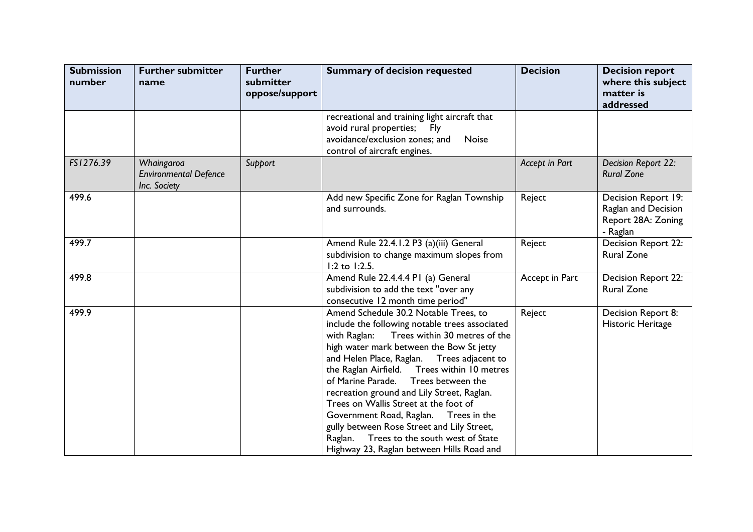| Submission number | Further submitter name | Further submitter oppose/support | Summary of decision requested | Decision | Decision report where this subject matter is addressed |
|---|---|---|---|---|---|
| | | | recreational and training light aircraft that avoid rural properties; Fly avoidance/exclusion zones; and Noise control of aircraft engines. | | |
| *FS1276.39* | *Whaingaroa Environmental Defence Inc. Society* | *Support* | | *Accept in Part* | *Decision Report 22: Rural Zone* |
| 499.6 | | | Add new Specific Zone for Raglan Township and surrounds. | Reject | Decision Report 19: Raglan and Decision Report 28A: Zoning - Raglan |
| 499.7 | | | Amend Rule 22.4.1.2 P3 (a)(iii) General subdivision to change maximum slopes from 1:2 to 1:2.5. | Reject | Decision Report 22: Rural Zone |
| 499.8 | | | Amend Rule 22.4.4.4 P1 (a) General subdivision to add the text "over any consecutive 12 month time period" | Accept in Part | Decision Report 22: Rural Zone |
| 499.9 | | | Amend Schedule 30.2 Notable Trees, to include the following notable trees associated with Raglan: Trees within 30 metres of the high water mark between the Bow St jetty and Helen Place, Raglan. Trees adjacent to the Raglan Airfield. Trees within 10 metres of Marine Parade. Trees between the recreation ground and Lily Street, Raglan. Trees on Wallis Street at the foot of Government Road, Raglan. Trees in the gully between Rose Street and Lily Street, Raglan. Trees to the south west of State Highway 23, Raglan between Hills Road and | Reject | Decision Report 8: Historic Heritage |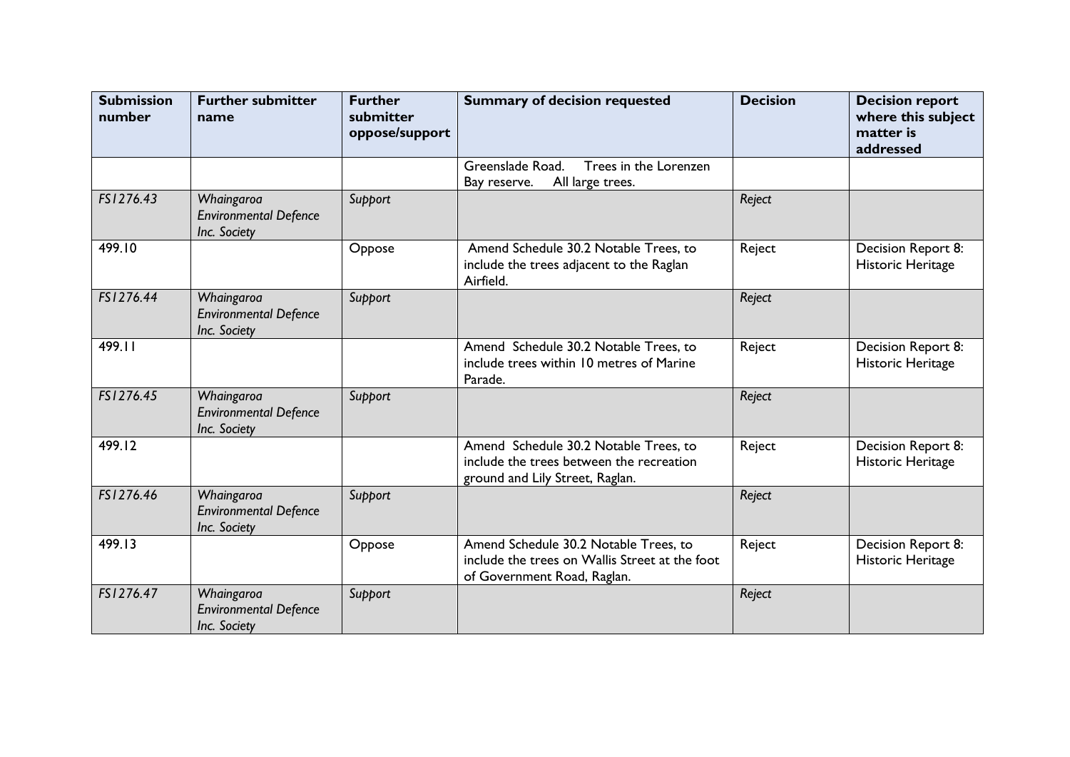| Submission number | Further submitter name | Further submitter oppose/support | Summary of decision requested | Decision | Decision report where this subject matter is addressed |
|---|---|---|---|---|---|
| | | | Greenslade Road. Trees in the Lorenzen Bay reserve. All large trees. | | |
| *FS1276.43* | *Whaingaroa Environmental Defence Inc. Society* | *Support* | | *Reject* | |
| 499.10 | | Oppose | Amend Schedule 30.2 Notable Trees, to include the trees adjacent to the Raglan Airfield. | Reject | Decision Report 8: Historic Heritage |
| *FS1276.44* | *Whaingaroa Environmental Defence Inc. Society* | *Support* | | *Reject* | |
| 499.11 | | | Amend Schedule 30.2 Notable Trees, to include trees within 10 metres of Marine Parade. | Reject | Decision Report 8: Historic Heritage |
| *FS1276.45* | *Whaingaroa Environmental Defence Inc. Society* | *Support* | | *Reject* | |
| 499.12 | | | Amend Schedule 30.2 Notable Trees, to include the trees between the recreation ground and Lily Street, Raglan. | Reject | Decision Report 8: Historic Heritage |
| *FS1276.46* | *Whaingaroa Environmental Defence Inc. Society* | *Support* | | *Reject* | |
| 499.13 | | Oppose | Amend Schedule 30.2 Notable Trees, to include the trees on Wallis Street at the foot of Government Road, Raglan. | Reject | Decision Report 8: Historic Heritage |
| *FS1276.47* | *Whaingaroa Environmental Defence Inc. Society* | *Support* | | *Reject* | |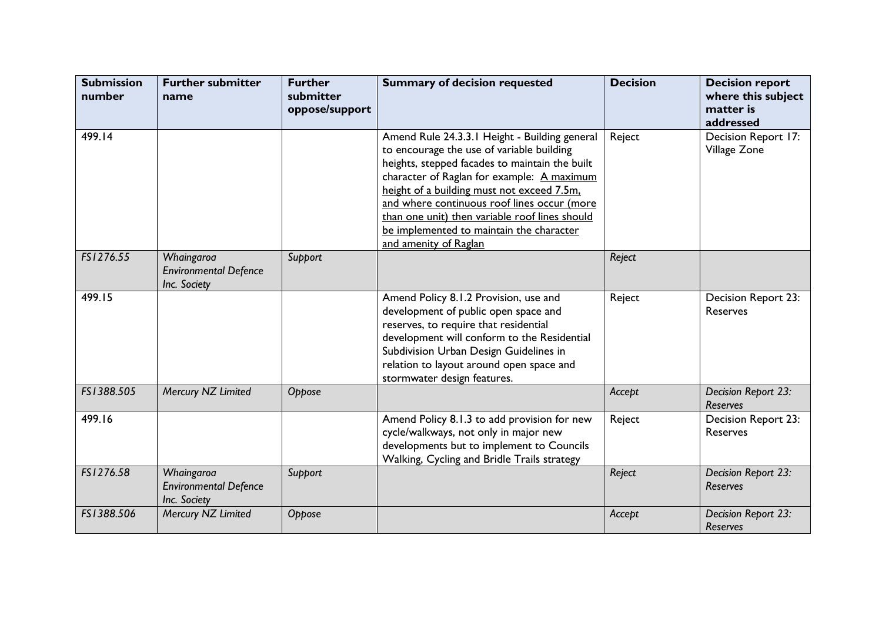| Submission number | Further submitter name | Further submitter oppose/support | Summary of decision requested | Decision | Decision report where this subject matter is addressed |
|---|---|---|---|---|---|
| 499.14 | | | Amend Rule 24.3.3.1 Height - Building general to encourage the use of variable building heights, stepped facades to maintain the built character of Raglan for example: <u>A maximum height of a building must not exceed 7.5m, and where continuous roof lines occur (more than one unit) then variable roof lines should be implemented to maintain the character and amenity of Raglan</u> | Reject | Decision Report 17: Village Zone |
| *FS1276.55* | *Whaingaroa Environmental Defence Inc. Society* | *Support* | | *Reject* | |
| 499.15 | | | Amend Policy 8.1.2 Provision, use and development of public open space and reserves, to require that residential development will conform to the Residential Subdivision Urban Design Guidelines in relation to layout around open space and stormwater design features. | Reject | Decision Report 23: Reserves |
| *FS1388.505* | *Mercury NZ Limited* | *Oppose* | | *Accept* | *Decision Report 23: Reserves* |
| 499.16 | | | Amend Policy 8.1.3 to add provision for new cycle/walkways, not only in major new developments but to implement to Councils Walking, Cycling and Bridle Trails strategy | Reject | Decision Report 23: Reserves |
| *FS1276.58* | *Whaingaroa Environmental Defence Inc. Society* | *Support* | | *Reject* | *Decision Report 23: Reserves* |
| *FS1388.506* | *Mercury NZ Limited* | *Oppose* | | *Accept* | *Decision Report 23: Reserves* |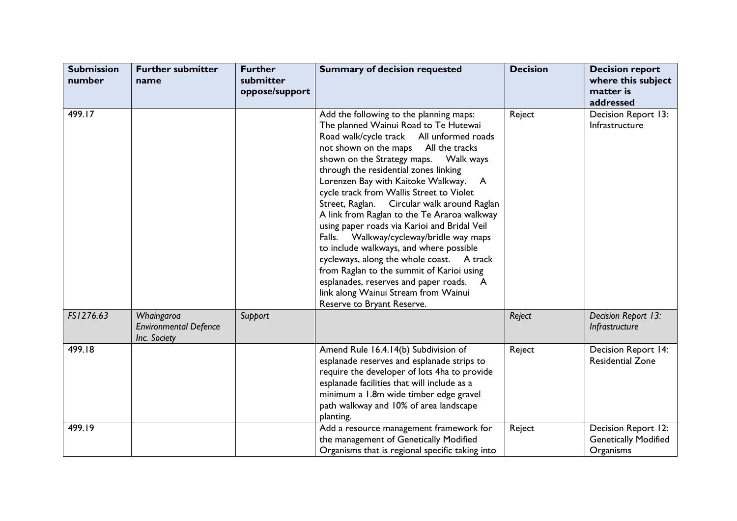| Submission number | Further submitter name | Further submitter oppose/support | Summary of decision requested | Decision | Decision report where this subject matter is addressed |
|---|---|---|---|---|---|
| 499.17 | | | Add the following to the planning maps: The planned Wainui Road to Te Hutewai Road walk/cycle track All unformed roads not shown on the maps All the tracks shown on the Strategy maps. Walk ways through the residential zones linking Lorenzen Bay with Kaitoke Walkway. A cycle track from Wallis Street to Violet Street, Raglan. Circular walk around Raglan A link from Raglan to the Te Araroa walkway using paper roads via Karioi and Bridal Veil Falls. Walkway/cycleway/bridle way maps to include walkways, and where possible cycleways, along the whole coast. A track from Raglan to the summit of Karioi using esplanades, reserves and paper roads. A link along Wainui Stream from Wainui Reserve to Bryant Reserve. | Reject | Decision Report 13: Infrastructure |
| *FS1276.63* | *Whaingaroa Environmental Defence Inc. Society* | *Support* | | *Reject* | *Decision Report 13: Infrastructure* |
| 499.18 | | | Amend Rule 16.4.14(b) Subdivision of esplanade reserves and esplanade strips to require the developer of lots 4ha to provide esplanade facilities that will include as a minimum a 1.8m wide timber edge gravel path walkway and 10% of area landscape planting. | Reject | Decision Report 14: Residential Zone |
| 499.19 | | | Add a resource management framework for the management of Genetically Modified Organisms that is regional specific taking into | Reject | Decision Report 12: Genetically Modified Organisms |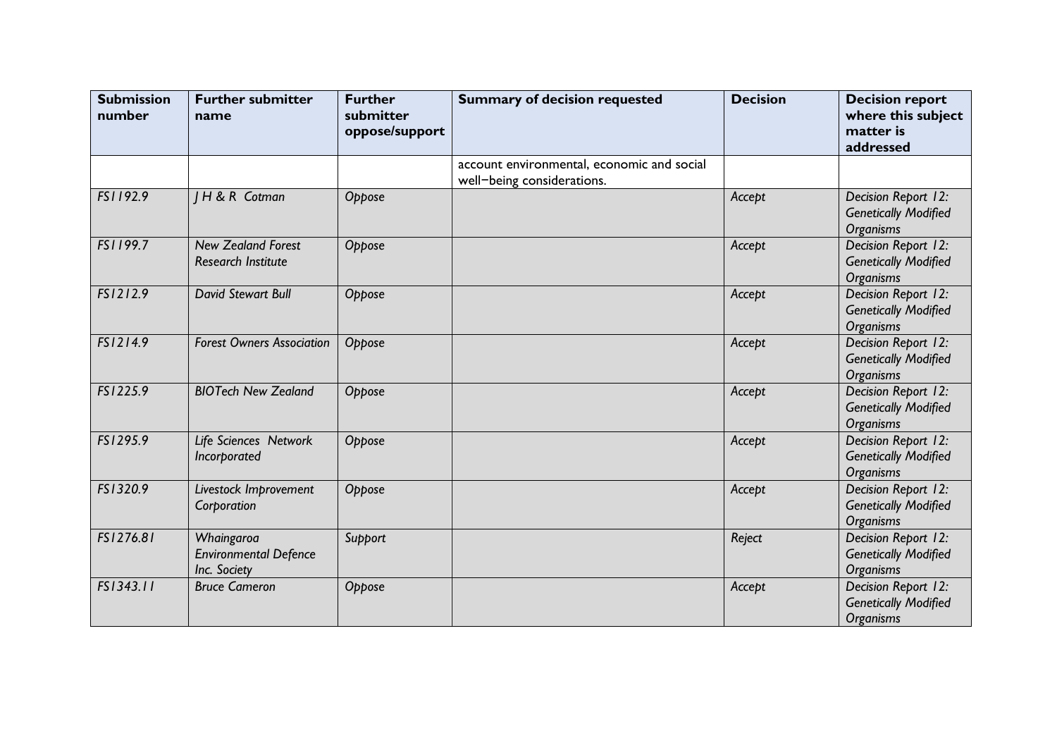| Submission number | Further submitter name | Further submitter oppose/support | Summary of decision requested | Decision | Decision report where this subject matter is addressed |
|---|---|---|---|---|---|
| | | | account environmental, economic and social well-being considerations. | | |
| *FS1192.9* | *J H & R Cotman* | *Oppose* | | *Accept* | *Decision Report 12: Genetically Modified Organisms* |
| *FS1199.7* | *New Zealand Forest Research Institute* | *Oppose* | | *Accept* | *Decision Report 12: Genetically Modified Organisms* |
| *FS1212.9* | *David Stewart Bull* | *Oppose* | | *Accept* | *Decision Report 12: Genetically Modified Organisms* |
| *FS1214.9* | *Forest Owners Association* | *Oppose* | | *Accept* | *Decision Report 12: Genetically Modified Organisms* |
| *FS1225.9* | *BIOTech New Zealand* | *Oppose* | | *Accept* | *Decision Report 12: Genetically Modified Organisms* |
| *FS1295.9* | *Life Sciences Network Incorporated* | *Oppose* | | *Accept* | *Decision Report 12: Genetically Modified Organisms* |
| *FS1320.9* | *Livestock Improvement Corporation* | *Oppose* | | *Accept* | *Decision Report 12: Genetically Modified Organisms* |
| *FS1276.81* | *Whaingaroa Environmental Defence Inc. Society* | *Support* | | *Reject* | *Decision Report 12: Genetically Modified Organisms* |
| *FS1343.11* | *Bruce Cameron* | *Oppose* | | *Accept* | *Decision Report 12: Genetically Modified Organisms* |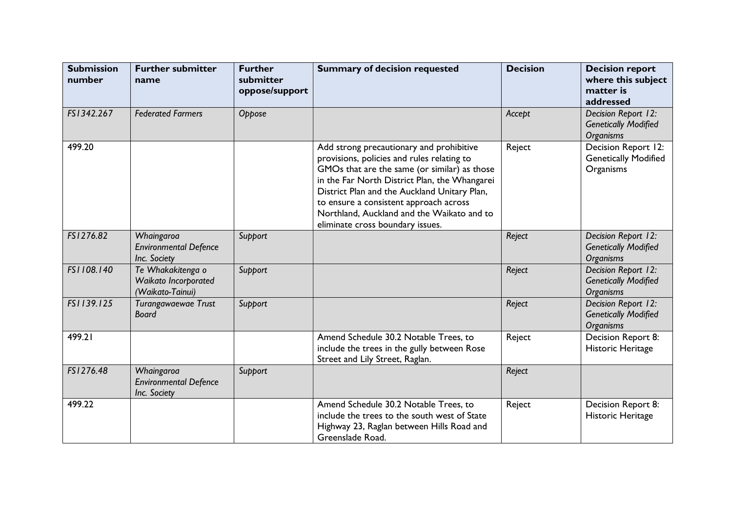| Submission number | Further submitter name | Further submitter oppose/support | Summary of decision requested | Decision | Decision report where this subject matter is addressed |
|---|---|---|---|---|---|
| *FS1342.267* | *Federated Farmers* | *Oppose* | | *Accept* | *Decision Report 12: Genetically Modified Organisms* |
| 499.20 | | | Add strong precautionary and prohibitive provisions, policies and rules relating to GMOs that are the same (or similar) as those in the Far North District Plan, the Whangarei District Plan and the Auckland Unitary Plan, to ensure a consistent approach across Northland, Auckland and the Waikato and to eliminate cross boundary issues. | Reject | Decision Report 12: Genetically Modified Organisms |
| *FS1276.82* | *Whaingaroa Environmental Defence Inc. Society* | *Support* | | *Reject* | *Decision Report 12: Genetically Modified Organisms* |
| *FS1108.140* | *Te Whakakitenga o Waikato Incorporated (Waikato-Tainui)* | *Support* | | *Reject* | *Decision Report 12: Genetically Modified Organisms* |
| *FS1139.125* | *Turangawaewae Trust Board* | *Support* | | *Reject* | *Decision Report 12: Genetically Modified Organisms* |
| 499.21 | | | Amend Schedule 30.2 Notable Trees, to include the trees in the gully between Rose Street and Lily Street, Raglan. | Reject | Decision Report 8: Historic Heritage |
| *FS1276.48* | *Whaingaroa Environmental Defence Inc. Society* | *Support* | | *Reject* | |
| 499.22 | | | Amend Schedule 30.2 Notable Trees, to include the trees to the south west of State Highway 23, Raglan between Hills Road and Greenslade Road. | Reject | Decision Report 8: Historic Heritage |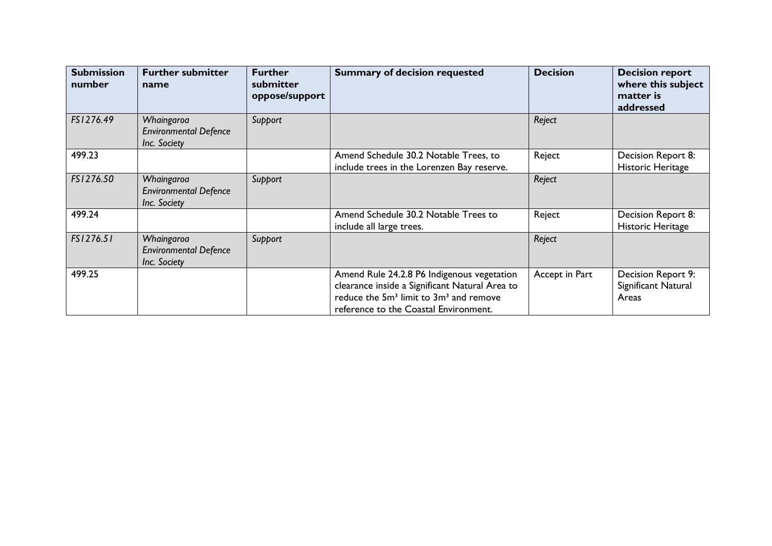| Submission number | Further submitter name | Further submitter oppose/support | Summary of decision requested | Decision | Decision report where this subject matter is addressed |
|---|---|---|---|---|---|
| *FS1276.49* | *Whaingaroa Environmental Defence Inc. Society* | *Support* | | *Reject* | |
| 499.23 | | | Amend Schedule 30.2 Notable Trees, to include trees in the Lorenzen Bay reserve. | Reject | Decision Report 8: Historic Heritage |
| *FS1276.50* | *Whaingaroa Environmental Defence Inc. Society* | *Support* | | *Reject* | |
| 499.24 | | | Amend Schedule 30.2 Notable Trees to include all large trees. | Reject | Decision Report 8: Historic Heritage |
| *FS1276.51* | *Whaingaroa Environmental Defence Inc. Society* | *Support* | | *Reject* | |
| 499.25 | | | Amend Rule 24.2.8 P6 Indigenous vegetation clearance inside a Significant Natural Area to reduce the $5m^3$ limit to $3m^3$ and remove reference to the Coastal Environment. | Accept in Part | Decision Report 9: Significant Natural Areas |